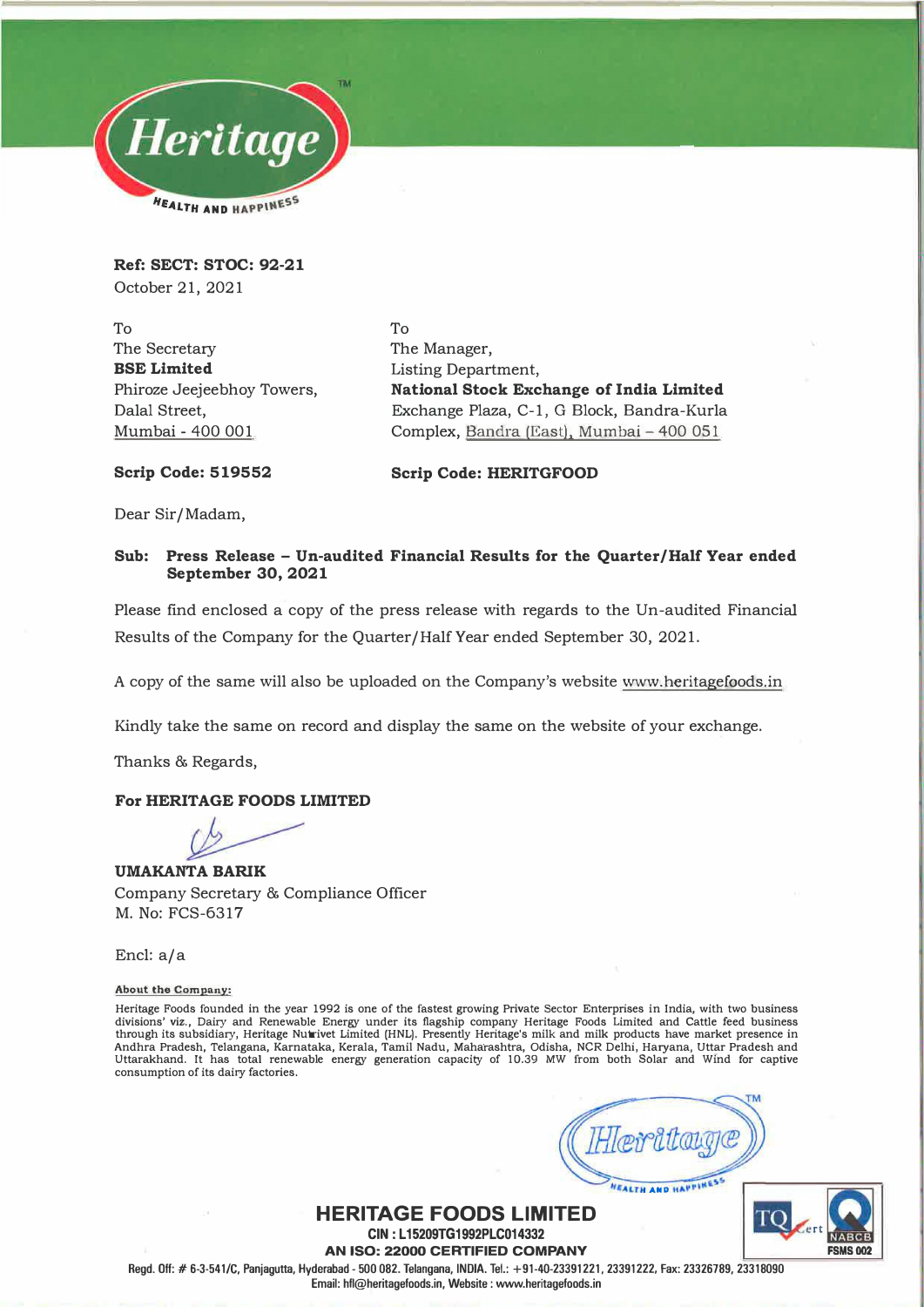**Ref: SECT: STOC: 92-21**
October 21, 2021

To
The Secretary
**BSE Limited**
Phiroze Jeejeebhoy Towers,
Dalal Street,
Mumbai - 400 001

To
The Manager,
Listing Department,
**National Stock Exchange of India Limited**
Exchange Plaza, C-1, G Block, Bandra-Kurla
Complex, Bandra (East), Mumbai – 400 051

**Scrip Code: 519552**

**Scrip Code: HERITGFOOD**

Dear Sir/Madam,

**Sub: Press Release – Un-audited Financial Results for the Quarter/Half Year ended September 30, 2021**

Please find enclosed a copy of the press release with regards to the Un-audited Financial Results of the Company for the Quarter/Half Year ended September 30, 2021.

A copy of the same will also be uploaded on the Company's website www.heritagefoods.in

Kindly take the same on record and display the same on the website of your exchange.

Thanks & Regards,

**For HERITAGE FOODS LIMITED**

**UMAKANTA BARIK**
Company Secretary & Compliance Officer
M. No: FCS-6317

Encl: a/a

**About the Company:**

Heritage Foods founded in the year 1992 is one of the fastest growing Private Sector Enterprises in India, with two business divisions' viz., Dairy and Renewable Energy under its flagship company Heritage Foods Limited and Cattle feed business through its subsidiary, Heritage Nutrivet Limited (HNL). Presently Heritage's milk and milk products have market presence in Andhra Pradesh, Telangana, Karnataka, Kerala, Tamil Nadu, Maharashtra, Odisha, NCR Delhi, Haryana, Uttar Pradesh and Uttarakhand. It has total renewable energy generation capacity of 10.39 MW from both Solar and Wind for captive consumption of its dairy factories.

**HERITAGE FOODS LIMITED**
**CIN : L15209TG1992PLC014332**
**AN ISO: 22000 CERTIFIED COMPANY**
Regd. Off: # 6-3-541/C, Panjagutta, Hyderabad - 500 082. Telangana, INDIA. Tel.: +91-40-23391221, 23391222, Fax: 23326789, 23318090
Email: hfl@heritagefoods.in, Website : www.heritagefoods.in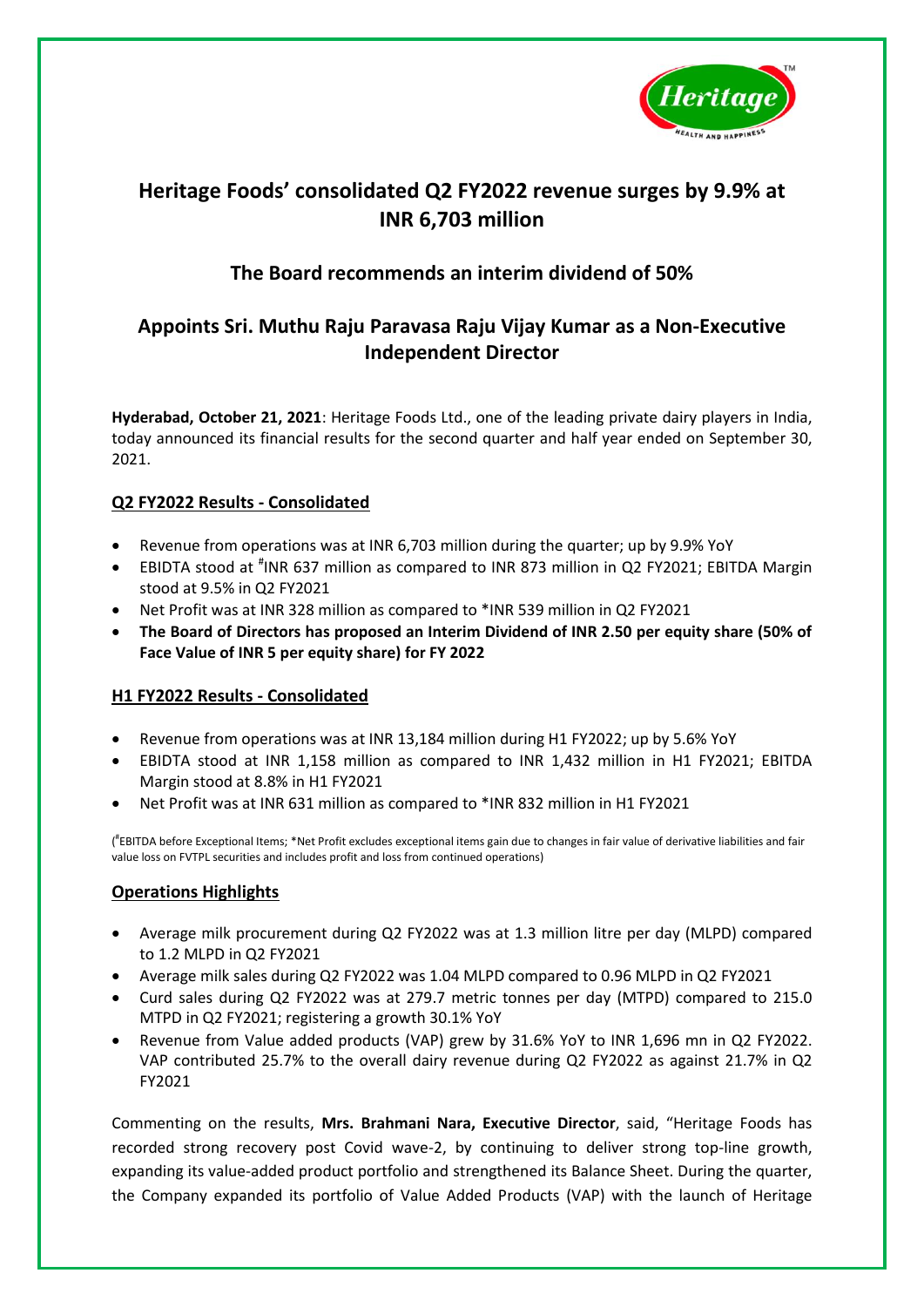# Heritage Foods' consolidated Q2 FY2022 revenue surges by 9.9% at INR 6,703 million

## The Board recommends an interim dividend of 50%

## Appoints Sri. Muthu Raju Paravasa Raju Vijay Kumar as a Non-Executive Independent Director

**Hyderabad, October 21, 2021**: Heritage Foods Ltd., one of the leading private dairy players in India, today announced its financial results for the second quarter and half year ended on September 30, 2021.

### Q2 FY2022 Results - Consolidated

- Revenue from operations was at INR 6,703 million during the quarter; up by 9.9% YoY
- EBIDTA stood at #INR 637 million as compared to INR 873 million in Q2 FY2021; EBITDA Margin stood at 9.5% in Q2 FY2021
- Net Profit was at INR 328 million as compared to *INR 539 million in Q2 FY2021
- **The Board of Directors has proposed an Interim Dividend of INR 2.50 per equity share (50% of Face Value of INR 5 per equity share) for FY 2022**

### H1 FY2022 Results - Consolidated

- Revenue from operations was at INR 13,184 million during H1 FY2022; up by 5.6% YoY
- EBIDTA stood at INR 1,158 million as compared to INR 1,432 million in H1 FY2021; EBITDA Margin stood at 8.8% in H1 FY2021
- Net Profit was at INR 631 million as compared to *INR 832 million in H1 FY2021

(#EBITDA before Exceptional Items; *Net Profit excludes exceptional items gain due to changes in fair value of derivative liabilities and fair value loss on FVTPL securities and includes profit and loss from continued operations)

### Operations Highlights

- Average milk procurement during Q2 FY2022 was at 1.3 million litre per day (MLPD) compared to 1.2 MLPD in Q2 FY2021
- Average milk sales during Q2 FY2022 was 1.04 MLPD compared to 0.96 MLPD in Q2 FY2021
- Curd sales during Q2 FY2022 was at 279.7 metric tonnes per day (MTPD) compared to 215.0 MTPD in Q2 FY2021; registering a growth 30.1% YoY
- Revenue from Value added products (VAP) grew by 31.6% YoY to INR 1,696 mn in Q2 FY2022. VAP contributed 25.7% to the overall dairy revenue during Q2 FY2022 as against 21.7% in Q2 FY2021

Commenting on the results, **Mrs. Brahmani Nara, Executive Director**, said, "Heritage Foods has recorded strong recovery post Covid wave-2, by continuing to deliver strong top-line growth, expanding its value-added product portfolio and strengthened its Balance Sheet. During the quarter, the Company expanded its portfolio of Value Added Products (VAP) with the launch of Heritage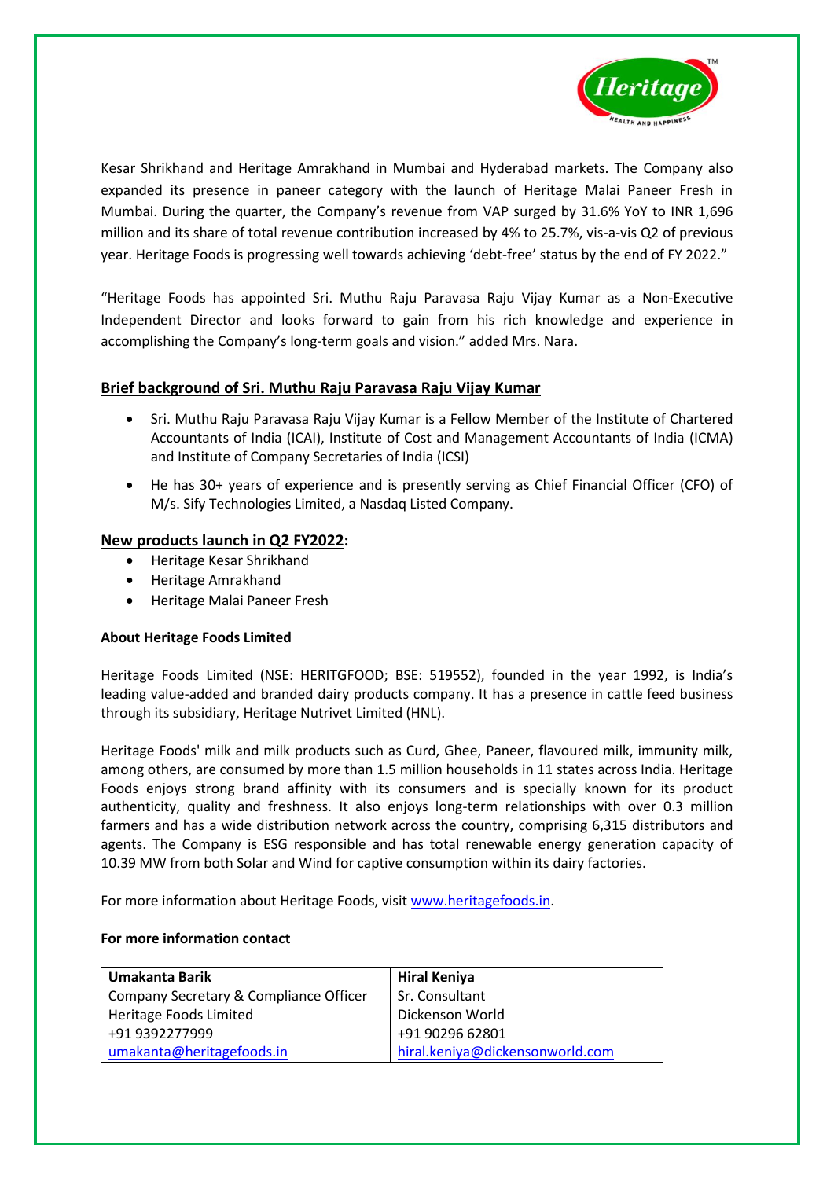Kesar Shrikhand and Heritage Amrakhand in Mumbai and Hyderabad markets. The Company also expanded its presence in paneer category with the launch of Heritage Malai Paneer Fresh in Mumbai. During the quarter, the Company's revenue from VAP surged by 31.6% YoY to INR 1,696 million and its share of total revenue contribution increased by 4% to 25.7%, vis-a-vis Q2 of previous year. Heritage Foods is progressing well towards achieving 'debt-free' status by the end of FY 2022."

"Heritage Foods has appointed Sri. Muthu Raju Paravasa Raju Vijay Kumar as a Non-Executive Independent Director and looks forward to gain from his rich knowledge and experience in accomplishing the Company's long-term goals and vision." added Mrs. Nara.

## Brief background of Sri. Muthu Raju Paravasa Raju Vijay Kumar

- Sri. Muthu Raju Paravasa Raju Vijay Kumar is a Fellow Member of the Institute of Chartered Accountants of India (ICAI), Institute of Cost and Management Accountants of India (ICMA) and Institute of Company Secretaries of India (ICSI)
- He has 30+ years of experience and is presently serving as Chief Financial Officer (CFO) of M/s. Sify Technologies Limited, a Nasdaq Listed Company.

## New products launch in Q2 FY2022:

- Heritage Kesar Shrikhand
- Heritage Amrakhand
- Heritage Malai Paneer Fresh

### About Heritage Foods Limited

Heritage Foods Limited (NSE: HERITGFOOD; BSE: 519552), founded in the year 1992, is India's leading value-added and branded dairy products company. It has a presence in cattle feed business through its subsidiary, Heritage Nutrivet Limited (HNL).

Heritage Foods' milk and milk products such as Curd, Ghee, Paneer, flavoured milk, immunity milk, among others, are consumed by more than 1.5 million households in 11 states across India. Heritage Foods enjoys strong brand affinity with its consumers and is specially known for its product authenticity, quality and freshness. It also enjoys long-term relationships with over 0.3 million farmers and has a wide distribution network across the country, comprising 6,315 distributors and agents. The Company is ESG responsible and has total renewable energy generation capacity of 10.39 MW from both Solar and Wind for captive consumption within its dairy factories.

For more information about Heritage Foods, visit www.heritagefoods.in.

**For more information contact**

| | |
|---|---|
| **Umakanta Barik**<br>Company Secretary & Compliance Officer<br>Heritage Foods Limited<br>+91 9392277999<br>umakanta@heritagefoods.in | **Hiral Keniya**<br>Sr. Consultant<br>Dickenson World<br>+91 90296 62801<br>hiral.keniya@dickensonworld.com |